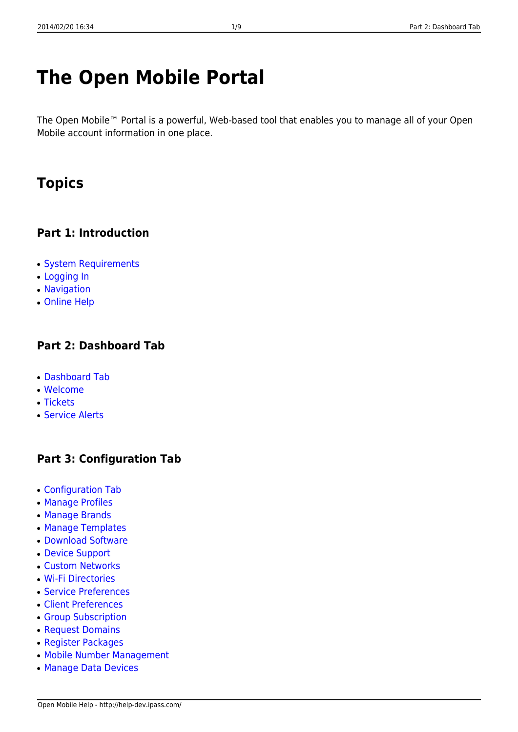# The Open Mobile Portal

The Open Mobile™ Portal is a powerful, Web-based tool that enables you to manage all of your Open Mobile account information in one place.

## Topics

### Part 1: Introduction

- System Requirements
- Logging In
- Navigation
- Online Help

### Part 2: Dashboard Tab

- Dashboard Tab
- Welcome
- Tickets
- Service Alerts

### Part 3: Configuration Tab

- Configuration Tab
- Manage Profiles
- Manage Brands
- Manage Templates
- Download Software
- Device Support
- Custom Networks
- Wi-Fi Directories
- Service Preferences
- Client Preferences
- Group Subscription
- Request Domains
- Register Packages
- Mobile Number Management
- Manage Data Devices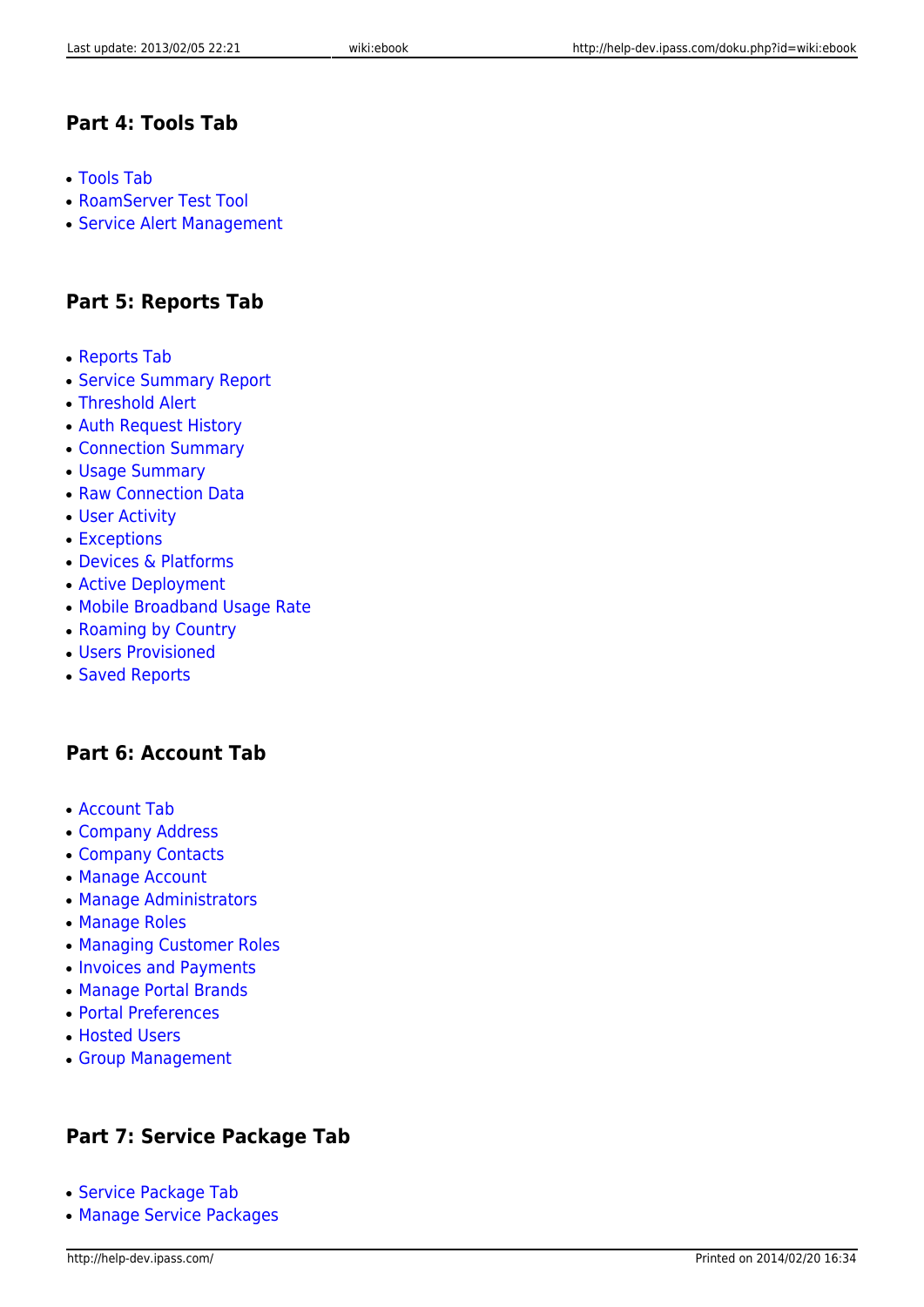## Part 4: Tools Tab

- Tools Tab
- RoamServer Test Tool
- Service Alert Management

## Part 5: Reports Tab

- Reports Tab
- Service Summary Report
- Threshold Alert
- Auth Request History
- Connection Summary
- Usage Summary
- Raw Connection Data
- User Activity
- Exceptions
- Devices & Platforms
- Active Deployment
- Mobile Broadband Usage Rate
- Roaming by Country
- Users Provisioned
- Saved Reports

## Part 6: Account Tab

- Account Tab
- Company Address
- Company Contacts
- Manage Account
- Manage Administrators
- Manage Roles
- Managing Customer Roles
- Invoices and Payments
- Manage Portal Brands
- Portal Preferences
- Hosted Users
- Group Management

## Part 7: Service Package Tab

- Service Package Tab
- Manage Service Packages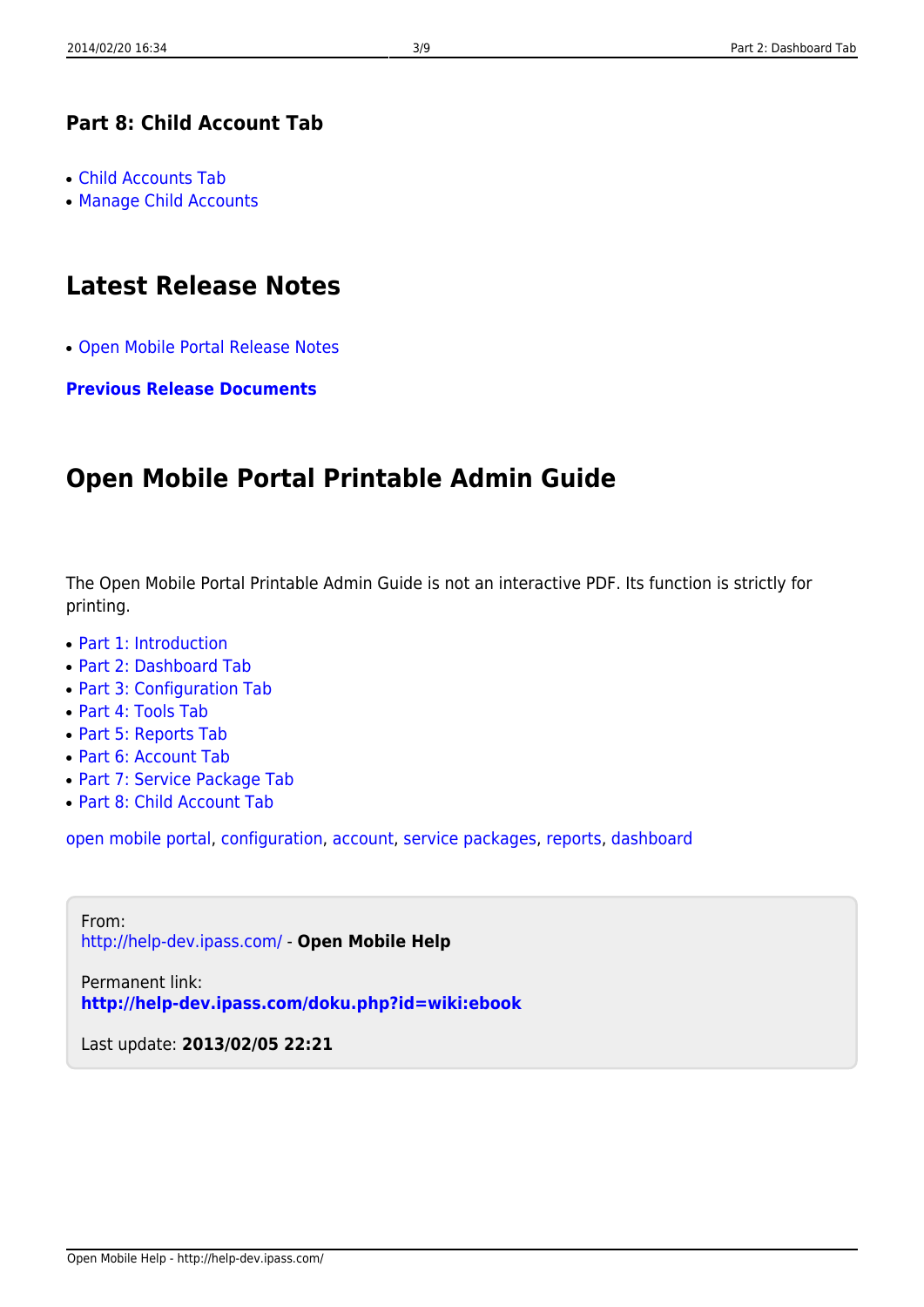### Part 8: Child Account Tab

- Child Accounts Tab
- Manage Child Accounts

## Latest Release Notes

- Open Mobile Portal Release Notes

**Previous Release Documents**

## Open Mobile Portal Printable Admin Guide

The Open Mobile Portal Printable Admin Guide is not an interactive PDF. Its function is strictly for printing.

- Part 1: Introduction
- Part 2: Dashboard Tab
- Part 3: Configuration Tab
- Part 4: Tools Tab
- Part 5: Reports Tab
- Part 6: Account Tab
- Part 7: Service Package Tab
- Part 8: Child Account Tab

open mobile portal, configuration, account, service packages, reports, dashboard

From:
http://help-dev.ipass.com/ - **Open Mobile Help**

Permanent link:
**http://help-dev.ipass.com/doku.php?id=wiki:ebook**

Last update: **2013/02/05 22:21**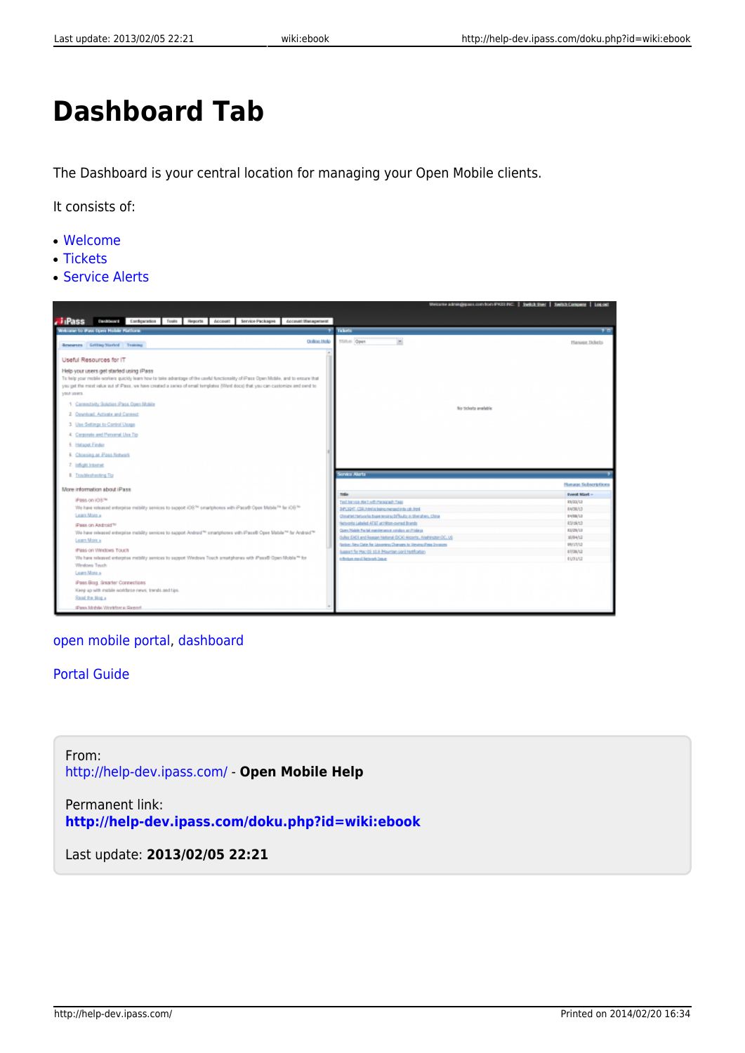# Dashboard Tab

The Dashboard is your central location for managing your Open Mobile clients.

It consists of:

- Welcome
- Tickets
- Service Alerts

open mobile portal, dashboard

Portal Guide

From:
http://help-dev.ipass.com/ - **Open Mobile Help**

Permanent link:
**http://help-dev.ipass.com/doku.php?id=wiki:ebook**

Last update: **2013/02/05 22:21**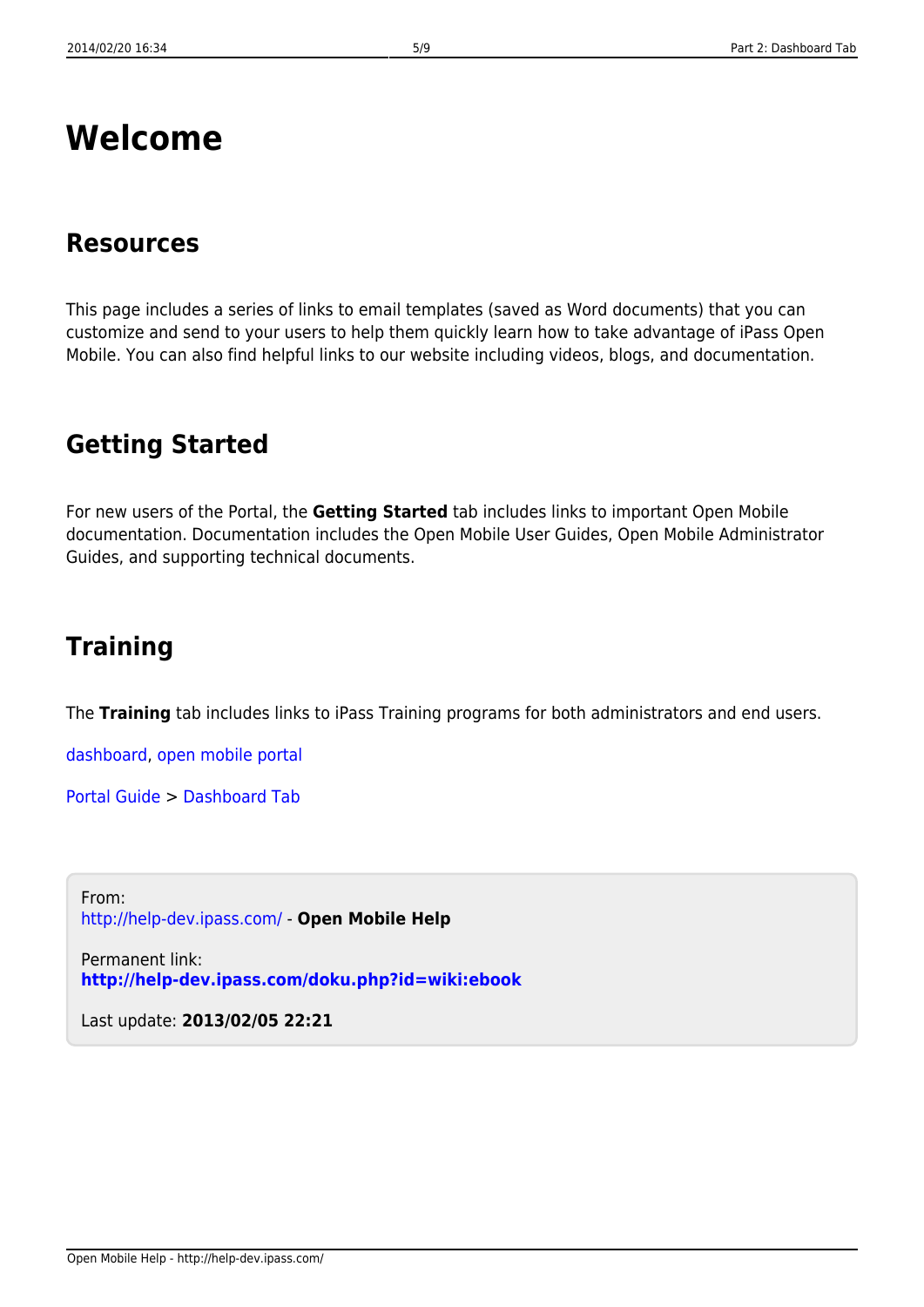# Welcome

## Resources

This page includes a series of links to email templates (saved as Word documents) that you can customize and send to your users to help them quickly learn how to take advantage of iPass Open Mobile. You can also find helpful links to our website including videos, blogs, and documentation.

## Getting Started

For new users of the Portal, the **Getting Started** tab includes links to important Open Mobile documentation. Documentation includes the Open Mobile User Guides, Open Mobile Administrator Guides, and supporting technical documents.

## Training

The **Training** tab includes links to iPass Training programs for both administrators and end users.

dashboard, open mobile portal

Portal Guide > Dashboard Tab

From:
http://help-dev.ipass.com/ - **Open Mobile Help**

Permanent link:
**http://help-dev.ipass.com/doku.php?id=wiki:ebook**

Last update: **2013/02/05 22:21**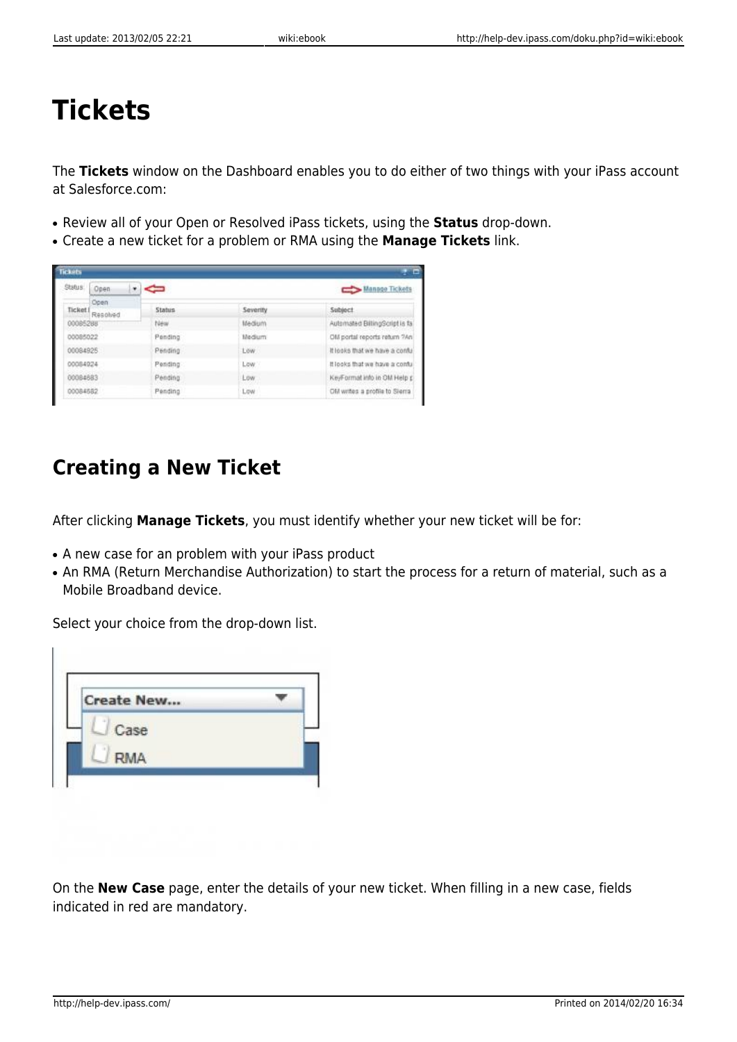# Tickets

The **Tickets** window on the Dashboard enables you to do either of two things with your iPass account at Salesforce.com:

- Review all of your Open or Resolved iPass tickets, using the **Status** drop-down.
- Create a new ticket for a problem or RMA using the **Manage Tickets** link.

## Creating a New Ticket

After clicking **Manage Tickets**, you must identify whether your new ticket will be for:

- A new case for an problem with your iPass product
- An RMA (Return Merchandise Authorization) to start the process for a return of material, such as a Mobile Broadband device.

Select your choice from the drop-down list.

On the **New Case** page, enter the details of your new ticket. When filling in a new case, fields indicated in red are mandatory.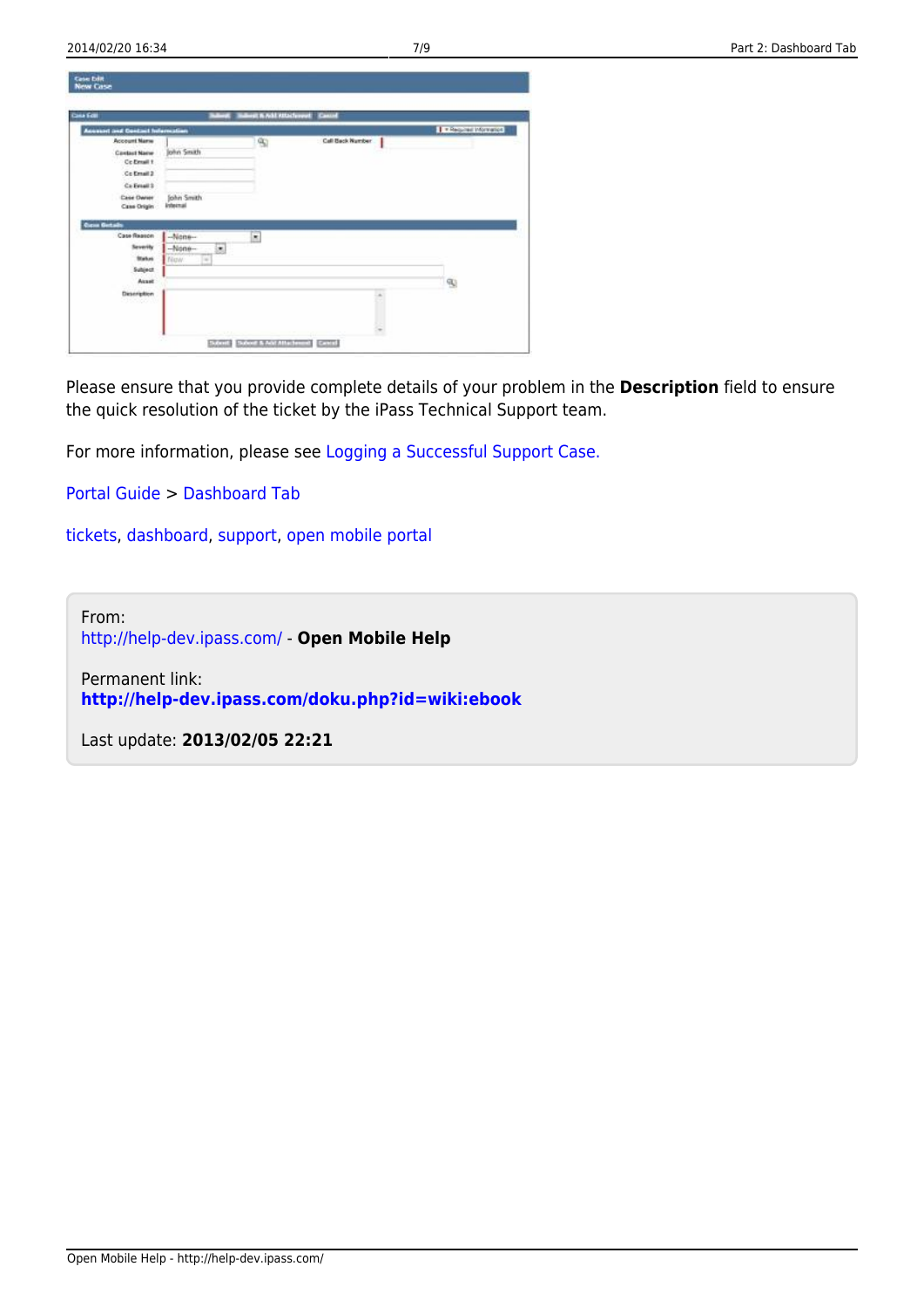Please ensure that you provide complete details of your problem in the **Description** field to ensure the quick resolution of the ticket by the iPass Technical Support team.

For more information, please see Logging a Successful Support Case.

Portal Guide > Dashboard Tab

tickets, dashboard, support, open mobile portal

From:
http://help-dev.ipass.com/ - **Open Mobile Help**

Permanent link:
**http://help-dev.ipass.com/doku.php?id=wiki:ebook**

Last update: **2013/02/05 22:21**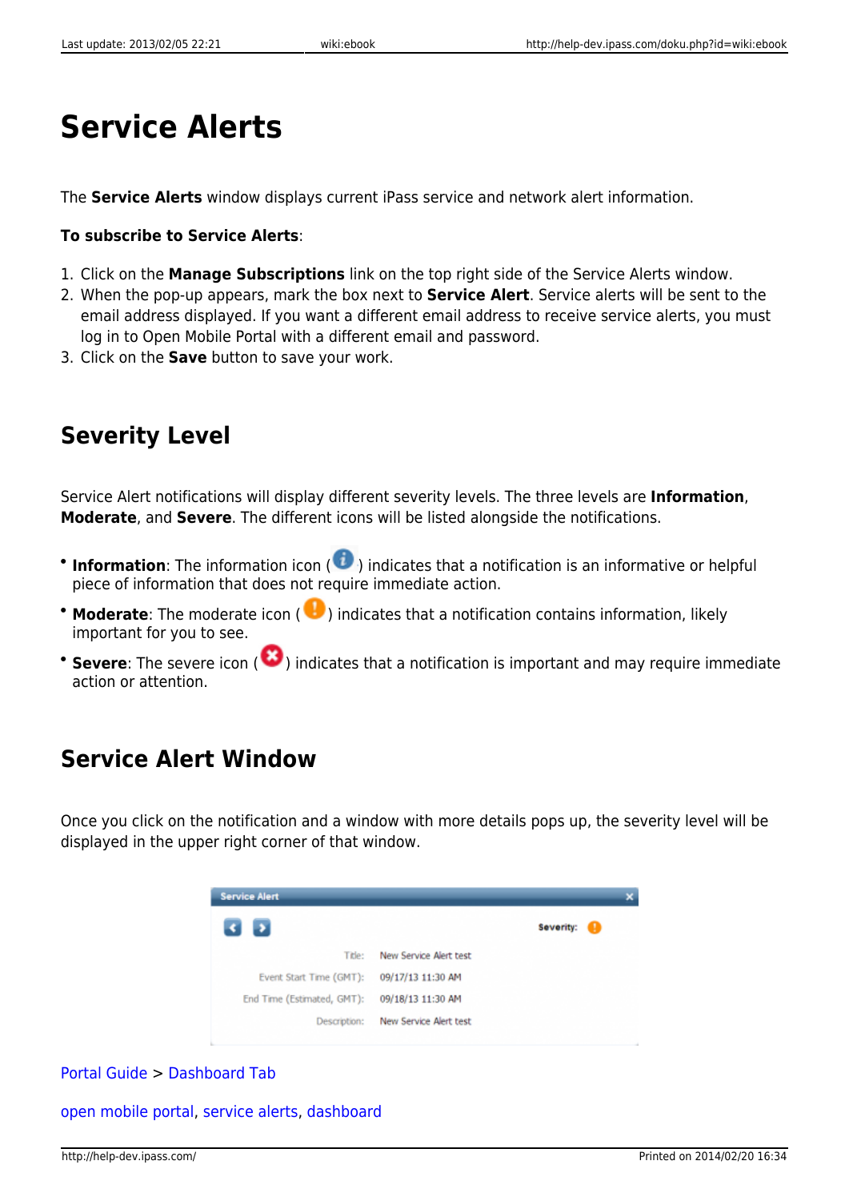# Service Alerts

The **Service Alerts** window displays current iPass service and network alert information.

**To subscribe to Service Alerts**:

1. Click on the **Manage Subscriptions** link on the top right side of the Service Alerts window.
2. When the pop-up appears, mark the box next to **Service Alert**. Service alerts will be sent to the email address displayed. If you want a different email address to receive service alerts, you must log in to Open Mobile Portal with a different email and password.
3. Click on the **Save** button to save your work.

## Severity Level

Service Alert notifications will display different severity levels. The three levels are **Information**, **Moderate**, and **Severe**. The different icons will be listed alongside the notifications.

- **Information**: The information icon ( ) indicates that a notification is an informative or helpful piece of information that does not require immediate action.
- **Moderate**: The moderate icon ( ) indicates that a notification contains information, likely important for you to see.
- **Severe**: The severe icon ( ) indicates that a notification is important and may require immediate action or attention.

## Service Alert Window

Once you click on the notification and a window with more details pops up, the severity level will be displayed in the upper right corner of that window.

Portal Guide > Dashboard Tab

open mobile portal, service alerts, dashboard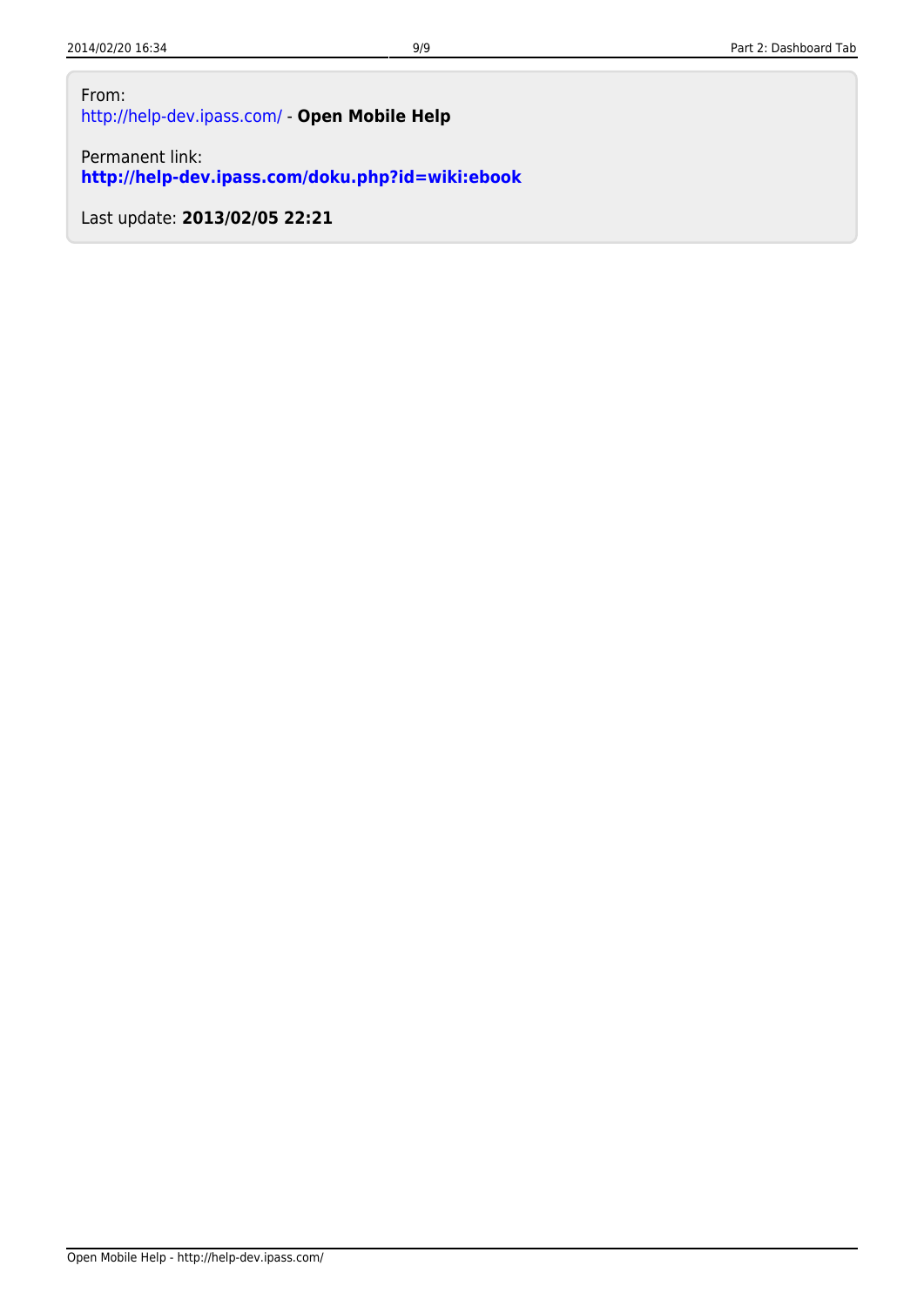From:
http://help-dev.ipass.com/ - **Open Mobile Help**

Permanent link:
**http://help-dev.ipass.com/doku.php?id=wiki:ebook**

Last update: **2013/02/05 22:21**